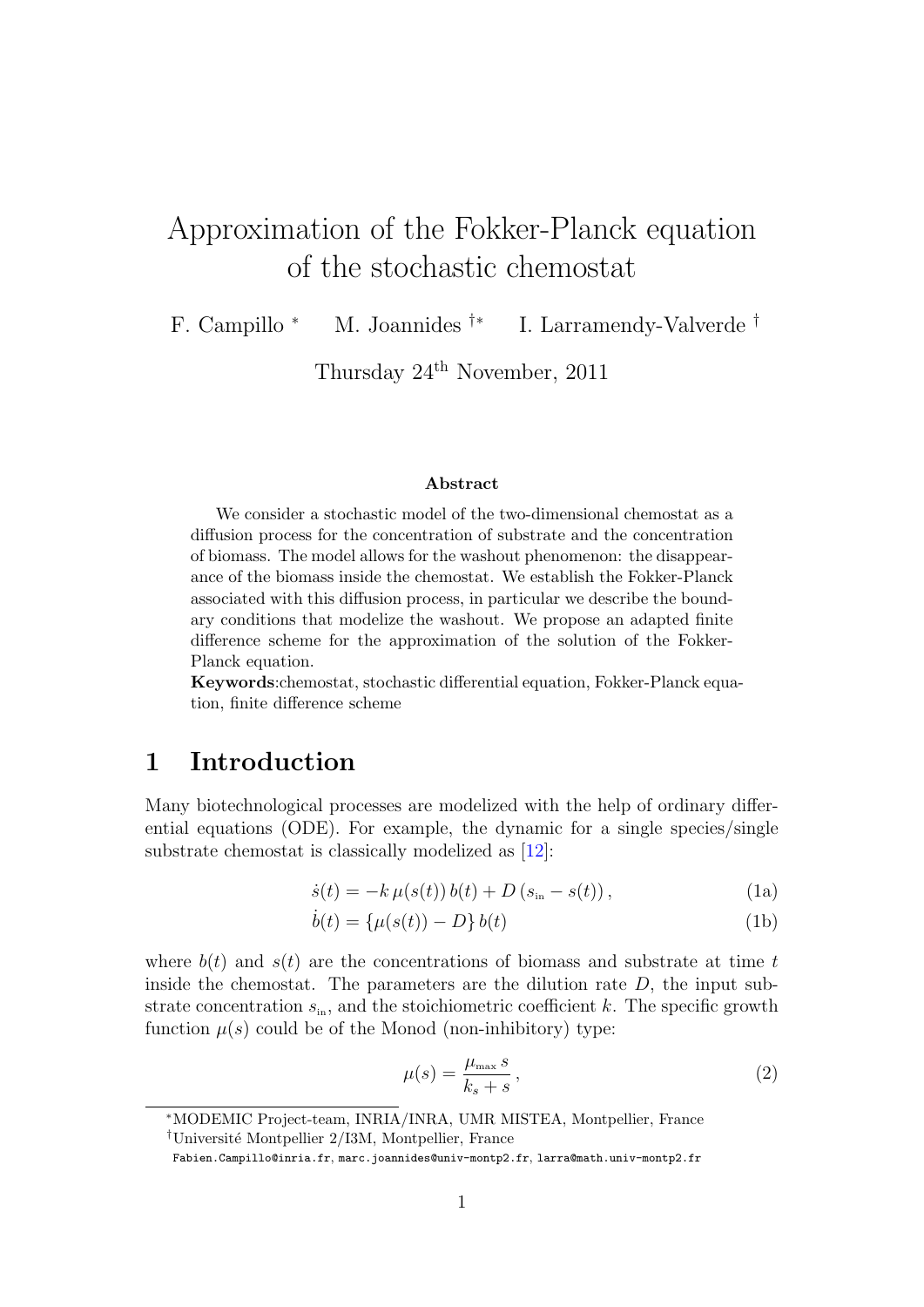# Approximation of the Fokker-Planck equation of the stochastic chemostat

F. Campillo [*] M. Joannides [†*] I. Larramendy-Valverde [†]

Thursday 24[th] November, 2011

### Abstract

We consider a stochastic model of the two-dimensional chemostat as a diffusion process for the concentration of substrate and the concentration of biomass. The model allows for the washout phenomenon: the disappearance of the biomass inside the chemostat. We establish the Fokker-Planck associated with this diffusion process, in particular we describe the boundary conditions that modelize the washout. We propose an adapted finite difference scheme for the approximation of the solution of the Fokker-Planck equation.

**Keywords**:chemostat, stochastic differential equation, Fokker-Planck equation, finite difference scheme

## 1 Introduction

Many biotechnological processes are modelized with the help of ordinary differential equations (ODE). For example, the dynamic for a single species/single substrate chemostat is classically modelized as [12]:

$$\dot{s}(t) = -k\,\mu(s(t))\,b(t) + D\,(s_{\text{in}} - s(t))\,, \tag{1a}$$

$$\dot{b}(t) = \{\mu(s(t)) - D\}\,b(t) \tag{1b}$$

where $b(t)$ and $s(t)$ are the concentrations of biomass and substrate at time $t$ inside the chemostat. The parameters are the dilution rate $D$, the input substrate concentration $s_{\text{in}}$, and the stoichiometric coefficient $k$. The specific growth function $\mu(s)$ could be of the Monod (non-inhibitory) type:

$$\mu(s) = \frac{\mu_{\max}\,s}{k_s + s}\,, \tag{2}$$

[*] MODEMIC Project-team, INRIA/INRA, UMR MISTEA, Montpellier, France

[†] Université Montpellier 2/I3M, Montpellier, France

Fabien.Campillo@inria.fr, marc.joannides@univ-montp2.fr, larra@math.univ-montp2.fr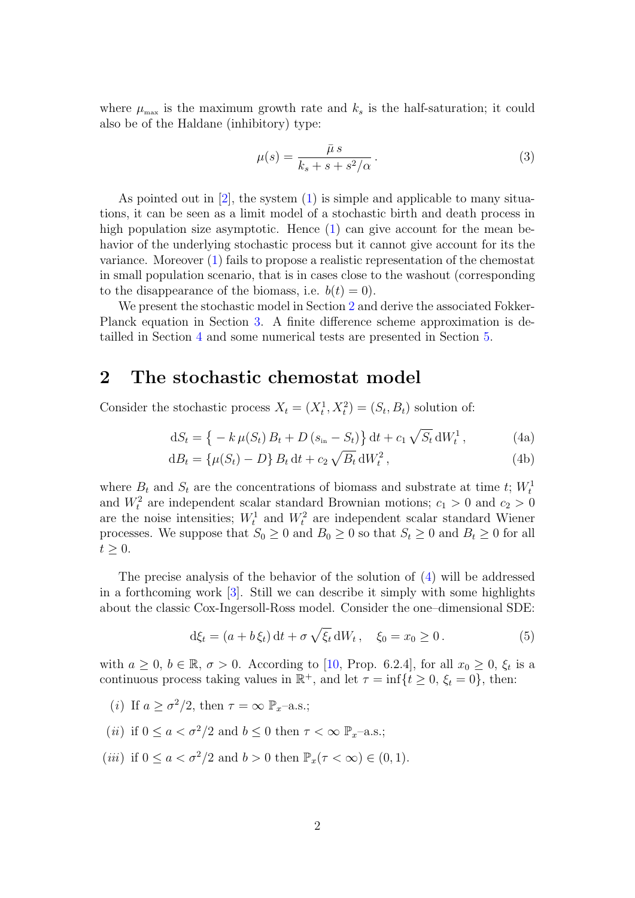where $\mu_{\text{max}}$ is the maximum growth rate and $k_s$ is the half-saturation; it could also be of the Haldane (inhibitory) type:

$$\mu(s) = \frac{\bar{\mu}\, s}{k_s + s + s^2/\alpha}\,. \tag{3}$$

As pointed out in [2], the system (1) is simple and applicable to many situations, it can be seen as a limit model of a stochastic birth and death process in high population size asymptotic. Hence (1) can give account for the mean behavior of the underlying stochastic process but it cannot give account for its the variance. Moreover (1) fails to propose a realistic representation of the chemostat in small population scenario, that is in cases close to the washout (corresponding to the disappearance of the biomass, i.e. $b(t) = 0$).

We present the stochastic model in Section 2 and derive the associated Fokker-Planck equation in Section 3. A finite difference scheme approximation is detailled in Section 4 and some numerical tests are presented in Section 5.

## 2 The stochastic chemostat model

Consider the stochastic process $X_t = (X_t^1, X_t^2) = (S_t, B_t)$ solution of:

$$\mathrm{d}S_t = \big\{ -k\,\mu(S_t)\,B_t + D\,(s_{\text{in}} - S_t)\big\}\,\mathrm{d}t + c_1\,\sqrt{S_t}\,\mathrm{d}W_t^1\,, \tag{4a}$$

$$\mathrm{d}B_t = \{\mu(S_t) - D\}\,B_t\,\mathrm{d}t + c_2\,\sqrt{B_t}\,\mathrm{d}W_t^2\,, \tag{4b}$$

where $B_t$ and $S_t$ are the concentrations of biomass and substrate at time $t$; $W_t^1$ and $W_t^2$ are independent scalar standard Brownian motions; $c_1 > 0$ and $c_2 > 0$ are the noise intensities; $W_t^1$ and $W_t^2$ are independent scalar standard Wiener processes. We suppose that $S_0 \geq 0$ and $B_0 \geq 0$ so that $S_t \geq 0$ and $B_t \geq 0$ for all $t \geq 0$.

The precise analysis of the behavior of the solution of (4) will be addressed in a forthcoming work [3]. Still we can describe it simply with some highlights about the classic Cox-Ingersoll-Ross model. Consider the one–dimensional SDE:

$$\mathrm{d}\xi_t = (a + b\,\xi_t)\,\mathrm{d}t + \sigma\,\sqrt{\xi_t}\,\mathrm{d}W_t\,, \quad \xi_0 = x_0 \geq 0\,. \tag{5}$$

with $a \geq 0$, $b \in \mathbb{R}$, $\sigma > 0$. According to [10, Prop. 6.2.4], for all $x_0 \geq 0$, $\xi_t$ is a continuous process taking values in $\mathbb{R}^+$, and let $\tau = \inf\{t \geq 0,\ \xi_t = 0\}$, then:

- $(i)$ If $a \geq \sigma^2/2$, then $\tau = \infty$ $\mathbb{P}_x$–a.s.;
- $(ii)$ if $0 \leq a < \sigma^2/2$ and $b \leq 0$ then $\tau < \infty$ $\mathbb{P}_x$–a.s.;
- $(iii)$ if $0 \leq a < \sigma^2/2$ and $b > 0$ then $\mathbb{P}_x(\tau < \infty) \in (0, 1)$.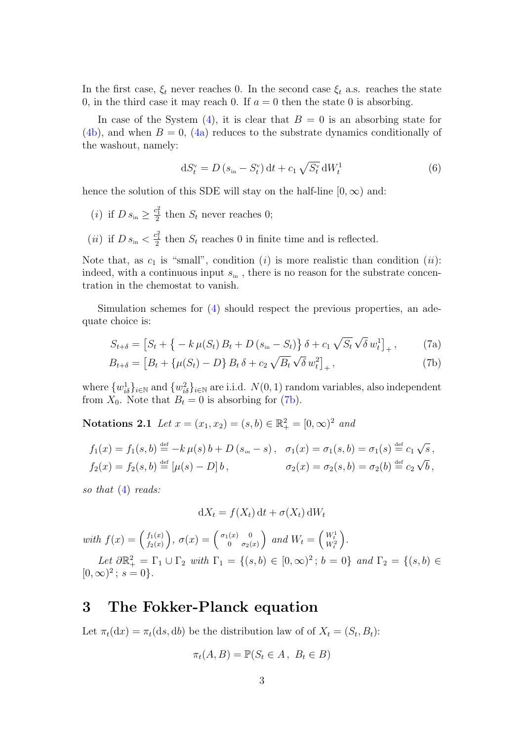In the first case, $\xi_t$ never reaches 0. In the second case $\xi_t$ a.s. reaches the state 0, in the third case it may reach 0. If $a = 0$ then the state 0 is absorbing.

In case of the System (4), it is clear that $B = 0$ is an absorbing state for (4b), and when $B = 0$, (4a) reduces to the substrate dynamics conditionally of the washout, namely:

$$\mathrm{d}S^{\mathrm{v}}_t = D\,(s_{\mathrm{in}} - S^{\mathrm{v}}_t)\,\mathrm{d}t + c_1\,\sqrt{S^{\mathrm{v}}_t}\,\mathrm{d}W^1_t \tag{6}$$

hence the solution of this SDE will stay on the half-line $[0,\infty)$ and:

- $(i)$ if $D\,s_{\mathrm{in}} \geq \frac{c_1^2}{2}$ then $S_t$ never reaches 0;
- $(ii)$ if $D\,s_{\mathrm{in}} < \frac{c_1^2}{2}$ then $S_t$ reaches 0 in finite time and is reflected.

Note that, as $c_1$ is "small", condition $(i)$ is more realistic than condition $(ii)$: indeed, with a continuous input $s_{\mathrm{in}}$, there is no reason for the substrate concentration in the chemostat to vanish.

Simulation schemes for (4) should respect the previous properties, an adequate choice is:

$$S_{t+\delta} = \big[S_t + \big\{-k\,\mu(S_t)\,B_t + D\,(s_{\mathrm{in}} - S_t)\big\}\,\delta + c_1\,\sqrt{S_t}\,\sqrt{\delta}\,w^1_t\big]_+\,, \tag{7a}$$

$$B_{t+\delta} = \big[B_t + \{\mu(S_t) - D\}\,B_t\,\delta + c_2\,\sqrt{B_t}\,\sqrt{\delta}\,w^2_t\big]_+\,, \tag{7b}$$

where $\{w^1_{i\delta}\}_{i\in\mathbb{N}}$ and $\{w^2_{i\delta}\}_{i\in\mathbb{N}}$ are i.i.d. $N(0,1)$ random variables, also independent from $X_0$. Note that $B_t = 0$ is absorbing for (7b).

**Notations 2.1** *Let* $x = (x_1, x_2) = (s, b) \in \mathbb{R}^2_+ = [0,\infty)^2$ *and*

$$f_1(x) = f_1(s,b) \stackrel{\text{def}}{=} -k\,\mu(s)\,b + D\,(s_{\mathrm{in}} - s)\,,\quad \sigma_1(x) = \sigma_1(s,b) = \sigma_1(s) \stackrel{\text{def}}{=} c_1\,\sqrt{s}\,,$$

$$f_2(x) = f_2(s,b) \stackrel{\text{def}}{=} [\mu(s) - D]\,b\,,\qquad \sigma_2(x) = \sigma_2(s,b) = \sigma_2(b) \stackrel{\text{def}}{=} c_2\,\sqrt{b}\,,$$

*so that* (4) *reads:*

$$\mathrm{d}X_t = f(X_t)\,\mathrm{d}t + \sigma(X_t)\,\mathrm{d}W_t$$

*with* $f(x) = \left(\begin{smallmatrix} f_1(x) \\ f_2(x)\end{smallmatrix}\right)$, $\sigma(x) = \left(\begin{smallmatrix} \sigma_1(x) & 0 \\ 0 & \sigma_2(x)\end{smallmatrix}\right)$ *and* $W_t = \left(\begin{smallmatrix} W^1_t \\ W^2_t\end{smallmatrix}\right)$.

*Let* $\partial\mathbb{R}^2_+ = \Gamma_1 \cup \Gamma_2$ *with* $\Gamma_1 = \{(s,b) \in [0,\infty)^2\,;\, b = 0\}$ *and* $\Gamma_2 = \{(s,b) \in [0,\infty)^2\,;\, s = 0\}$.

# 3 The Fokker-Planck equation

Let $\pi_t(\mathrm{d}x) = \pi_t(\mathrm{d}s, \mathrm{d}b)$ be the distribution law of of $X_t = (S_t, B_t)$:

$$\pi_t(A, B) = \mathbb{P}(S_t \in A\,,\; B_t \in B)$$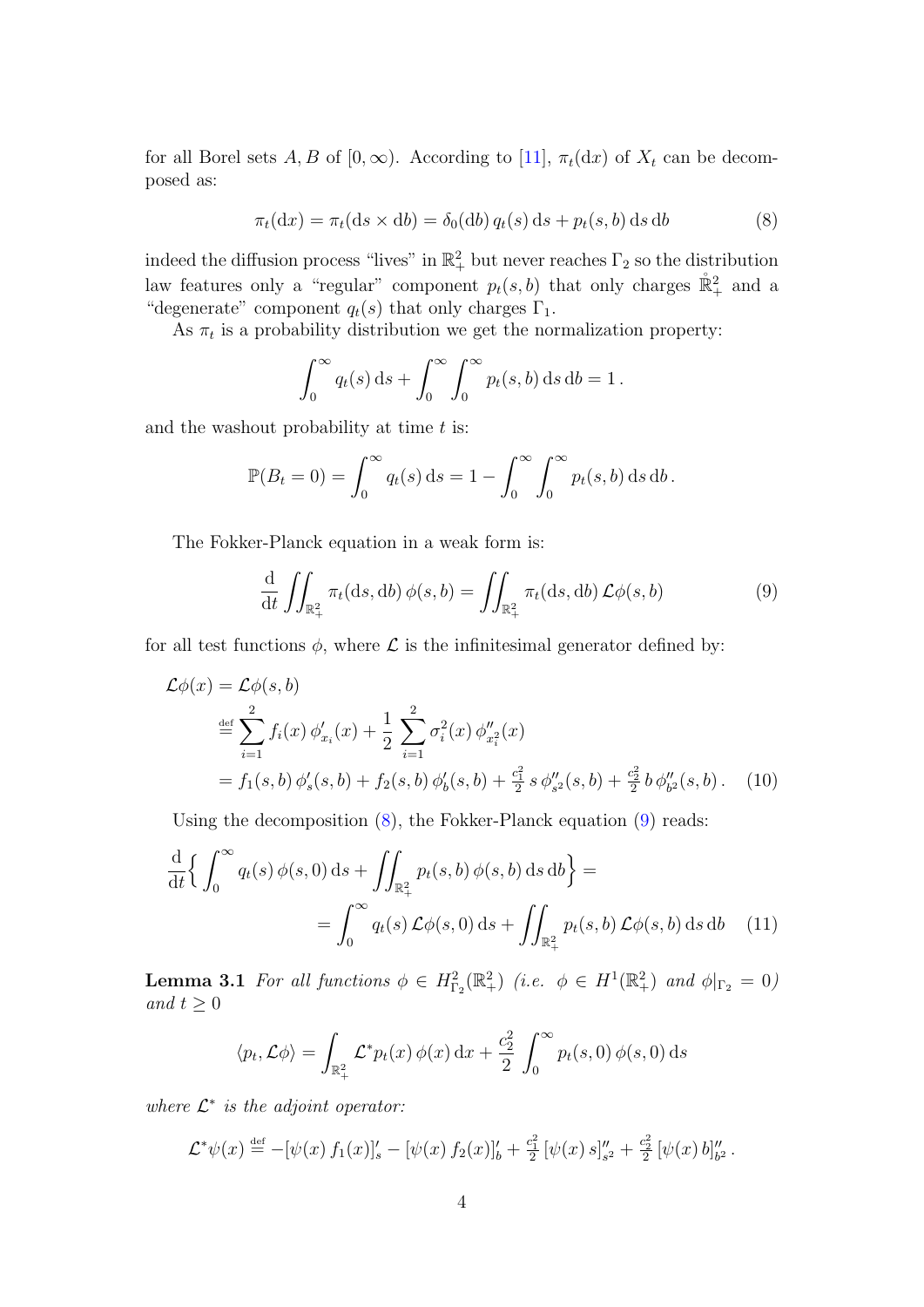for all Borel sets $A, B$ of $[0, \infty)$. According to [11], $\pi_t(\mathrm{d}x)$ of $X_t$ can be decomposed as:

$$\pi_t(\mathrm{d}x) = \pi_t(\mathrm{d}s \times \mathrm{d}b) = \delta_0(\mathrm{d}b)\, q_t(s)\, \mathrm{d}s + p_t(s,b)\, \mathrm{d}s\, \mathrm{d}b \tag{8}$$

indeed the diffusion process "lives" in $\mathbb{R}^2_+$ but never reaches $\Gamma_2$ so the distribution law features only a "regular" component $p_t(s,b)$ that only charges $\mathring{\mathbb{R}}^2_+$ and a "degenerate" component $q_t(s)$ that only charges $\Gamma_1$.

As $\pi_t$ is a probability distribution we get the normalization property:

$$\int_0^\infty q_t(s)\, \mathrm{d}s + \int_0^\infty \int_0^\infty p_t(s,b)\, \mathrm{d}s\, \mathrm{d}b = 1\,.$$

and the washout probability at time $t$ is:

$$\mathbb{P}(B_t = 0) = \int_0^\infty q_t(s)\, \mathrm{d}s = 1 - \int_0^\infty \int_0^\infty p_t(s,b)\, \mathrm{d}s\, \mathrm{d}b\,.$$

The Fokker-Planck equation in a weak form is:

$$\frac{\mathrm{d}}{\mathrm{d}t} \iint_{\mathbb{R}^2_+} \pi_t(\mathrm{d}s, \mathrm{d}b)\, \phi(s,b) = \iint_{\mathbb{R}^2_+} \pi_t(\mathrm{d}s, \mathrm{d}b)\, \mathcal{L}\phi(s,b) \tag{9}$$

for all test functions $\phi$, where $\mathcal{L}$ is the infinitesimal generator defined by:

$$\begin{aligned}
\mathcal{L}\phi(x) &= \mathcal{L}\phi(s,b) \\
&\stackrel{\text{def}}{=} \sum_{i=1}^{2} f_i(x)\, \phi'_{x_i}(x) + \frac{1}{2} \sum_{i=1}^{2} \sigma_i^2(x)\, \phi''_{x_i^2}(x) \\
&= f_1(s,b)\, \phi'_s(s,b) + f_2(s,b)\, \phi'_b(s,b) + \tfrac{c_1^2}{2}\, s\, \phi''_{s^2}(s,b) + \tfrac{c_2^2}{2}\, b\, \phi''_{b^2}(s,b)\,.
\end{aligned} \tag{10}$$

Using the decomposition (8), the Fokker-Planck equation (9) reads:

$$\begin{aligned}
\frac{\mathrm{d}}{\mathrm{d}t}\Big\{ \int_0^\infty q_t(s)\, \phi(s,0)\, \mathrm{d}s + \iint_{\mathbb{R}^2_+} p_t(s,b)\, \phi(s,b)\, \mathrm{d}s\, \mathrm{d}b \Big\} &= \\
= \int_0^\infty q_t(s)\, \mathcal{L}\phi(s,0)\, \mathrm{d}s &+ \iint_{\mathbb{R}^2_+} p_t(s,b)\, \mathcal{L}\phi(s,b)\, \mathrm{d}s\, \mathrm{d}b
\end{aligned} \tag{11}$$

**Lemma 3.1** *For all functions $\phi \in H^2_{\Gamma_2}(\mathbb{R}^2_+)$ (i.e. $\phi \in H^1(\mathbb{R}^2_+)$ and $\phi|_{\Gamma_2} = 0$) and $t \geq 0$*

$$\langle p_t, \mathcal{L}\phi \rangle = \int_{\mathbb{R}^2_+} \mathcal{L}^* p_t(x)\, \phi(x)\, \mathrm{d}x + \frac{c_2^2}{2} \int_0^\infty p_t(s,0)\, \phi(s,0)\, \mathrm{d}s$$

*where $\mathcal{L}^*$ is the adjoint operator:*

$$\mathcal{L}^*\psi(x) \stackrel{\text{def}}{=} -[\psi(x)\, f_1(x)]'_s - [\psi(x)\, f_2(x)]'_b + \tfrac{c_1^2}{2}\, [\psi(x)\, s]''_{s^2} + \tfrac{c_2^2}{2}\, [\psi(x)\, b]''_{b^2}\,.$$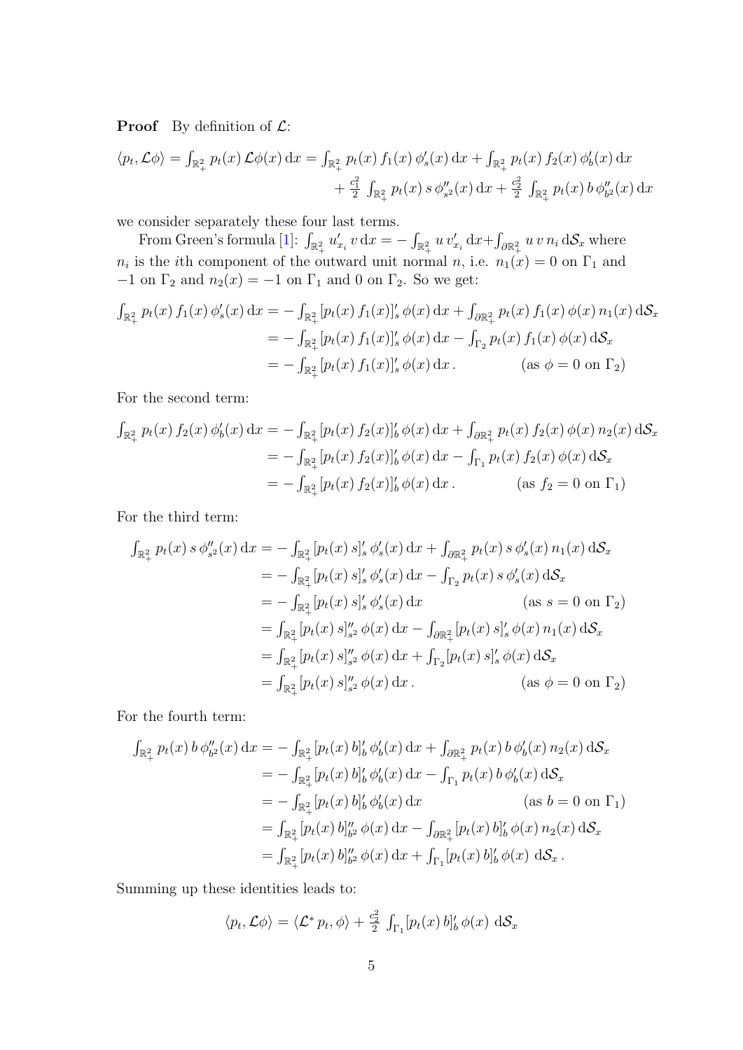**Proof** By definition of $\mathcal{L}$:

$$
\begin{aligned}
\langle p_t, \mathcal{L}\phi\rangle = \int_{\mathbb{R}^2_+} p_t(x)\, \mathcal{L}\phi(x)\, \mathrm{d}x &= \int_{\mathbb{R}^2_+} p_t(x)\, f_1(x)\, \phi'_s(x)\, \mathrm{d}x + \int_{\mathbb{R}^2_+} p_t(x)\, f_2(x)\, \phi'_b(x)\, \mathrm{d}x \\
&\quad + \tfrac{c_1^2}{2} \int_{\mathbb{R}^2_+} p_t(x)\, s\, \phi''_{s^2}(x)\, \mathrm{d}x + \tfrac{c_2^2}{2} \int_{\mathbb{R}^2_+} p_t(x)\, b\, \phi''_{b^2}(x)\, \mathrm{d}x
\end{aligned}
$$

we consider separately these four last terms.

From Green's formula [1]: $\int_{\mathbb{R}^2_+} u'_{x_i}\, v\, \mathrm{d}x = -\int_{\mathbb{R}^2_+} u\, v'_{x_i}\, \mathrm{d}x + \int_{\partial\mathbb{R}^2_+} u\, v\, n_i\, \mathrm{d}\mathcal{S}_x$ where $n_i$ is the $i$th component of the outward unit normal $n$, i.e. $n_1(x) = 0$ on $\Gamma_1$ and $-1$ on $\Gamma_2$ and $n_2(x) = -1$ on $\Gamma_1$ and $0$ on $\Gamma_2$. So we get:

$$
\begin{aligned}
\int_{\mathbb{R}^2_+} p_t(x)\, f_1(x)\, \phi'_s(x)\, \mathrm{d}x &= -\int_{\mathbb{R}^2_+} [p_t(x)\, f_1(x)]'_s\, \phi(x)\, \mathrm{d}x + \int_{\partial\mathbb{R}^2_+} p_t(x)\, f_1(x)\, \phi(x)\, n_1(x)\, \mathrm{d}\mathcal{S}_x \\
&= -\int_{\mathbb{R}^2_+} [p_t(x)\, f_1(x)]'_s\, \phi(x)\, \mathrm{d}x - \int_{\Gamma_2} p_t(x)\, f_1(x)\, \phi(x)\, \mathrm{d}\mathcal{S}_x \\
&= -\int_{\mathbb{R}^2_+} [p_t(x)\, f_1(x)]'_s\, \phi(x)\, \mathrm{d}x\,. \qquad \text{(as } \phi = 0 \text{ on } \Gamma_2)
\end{aligned}
$$

For the second term:

$$
\begin{aligned}
\int_{\mathbb{R}^2_+} p_t(x)\, f_2(x)\, \phi'_b(x)\, \mathrm{d}x &= -\int_{\mathbb{R}^2_+} [p_t(x)\, f_2(x)]'_b\, \phi(x)\, \mathrm{d}x + \int_{\partial\mathbb{R}^2_+} p_t(x)\, f_2(x)\, \phi(x)\, n_2(x)\, \mathrm{d}\mathcal{S}_x \\
&= -\int_{\mathbb{R}^2_+} [p_t(x)\, f_2(x)]'_b\, \phi(x)\, \mathrm{d}x - \int_{\Gamma_1} p_t(x)\, f_2(x)\, \phi(x)\, \mathrm{d}\mathcal{S}_x \\
&= -\int_{\mathbb{R}^2_+} [p_t(x)\, f_2(x)]'_b\, \phi(x)\, \mathrm{d}x\,. \qquad \text{(as } f_2 = 0 \text{ on } \Gamma_1)
\end{aligned}
$$

For the third term:

$$
\begin{aligned}
\int_{\mathbb{R}^2_+} p_t(x)\, s\, \phi''_{s^2}(x)\, \mathrm{d}x &= -\int_{\mathbb{R}^2_+} [p_t(x)\, s]'_s\, \phi'_s(x)\, \mathrm{d}x + \int_{\partial\mathbb{R}^2_+} p_t(x)\, s\, \phi'_s(x)\, n_1(x)\, \mathrm{d}\mathcal{S}_x \\
&= -\int_{\mathbb{R}^2_+} [p_t(x)\, s]'_s\, \phi'_s(x)\, \mathrm{d}x - \int_{\Gamma_2} p_t(x)\, s\, \phi'_s(x)\, \mathrm{d}\mathcal{S}_x \\
&= -\int_{\mathbb{R}^2_+} [p_t(x)\, s]'_s\, \phi'_s(x)\, \mathrm{d}x \qquad \text{(as } s = 0 \text{ on } \Gamma_2) \\
&= \int_{\mathbb{R}^2_+} [p_t(x)\, s]''_{s^2}\, \phi(x)\, \mathrm{d}x - \int_{\partial\mathbb{R}^2_+} [p_t(x)\, s]'_s\, \phi(x)\, n_1(x)\, \mathrm{d}\mathcal{S}_x \\
&= \int_{\mathbb{R}^2_+} [p_t(x)\, s]''_{s^2}\, \phi(x)\, \mathrm{d}x + \int_{\Gamma_2} [p_t(x)\, s]'_s\, \phi(x)\, \mathrm{d}\mathcal{S}_x \\
&= \int_{\mathbb{R}^2_+} [p_t(x)\, s]''_{s^2}\, \phi(x)\, \mathrm{d}x\,. \qquad \text{(as } \phi = 0 \text{ on } \Gamma_2)
\end{aligned}
$$

For the fourth term:

$$
\begin{aligned}
\int_{\mathbb{R}^2_+} p_t(x)\, b\, \phi''_{b^2}(x)\, \mathrm{d}x &= -\int_{\mathbb{R}^2_+} [p_t(x)\, b]'_b\, \phi'_b(x)\, \mathrm{d}x + \int_{\partial\mathbb{R}^2_+} p_t(x)\, b\, \phi'_b(x)\, n_2(x)\, \mathrm{d}\mathcal{S}_x \\
&= -\int_{\mathbb{R}^2_+} [p_t(x)\, b]'_b\, \phi'_b(x)\, \mathrm{d}x - \int_{\Gamma_1} p_t(x)\, b\, \phi'_b(x)\, \mathrm{d}\mathcal{S}_x \\
&= -\int_{\mathbb{R}^2_+} [p_t(x)\, b]'_b\, \phi'_b(x)\, \mathrm{d}x \qquad \text{(as } b = 0 \text{ on } \Gamma_1) \\
&= \int_{\mathbb{R}^2_+} [p_t(x)\, b]''_{b^2}\, \phi(x)\, \mathrm{d}x - \int_{\partial\mathbb{R}^2_+} [p_t(x)\, b]'_b\, \phi(x)\, n_2(x)\, \mathrm{d}\mathcal{S}_x \\
&= \int_{\mathbb{R}^2_+} [p_t(x)\, b]''_{b^2}\, \phi(x)\, \mathrm{d}x + \int_{\Gamma_1} [p_t(x)\, b]'_b\, \phi(x)\; \mathrm{d}\mathcal{S}_x\,.
\end{aligned}
$$

Summing up these identities leads to:

$$
\langle p_t, \mathcal{L}\phi\rangle = \langle \mathcal{L}^* p_t, \phi\rangle + \tfrac{c_2^2}{2} \int_{\Gamma_1} [p_t(x)\, b]'_b\, \phi(x)\; \mathrm{d}\mathcal{S}_x
$$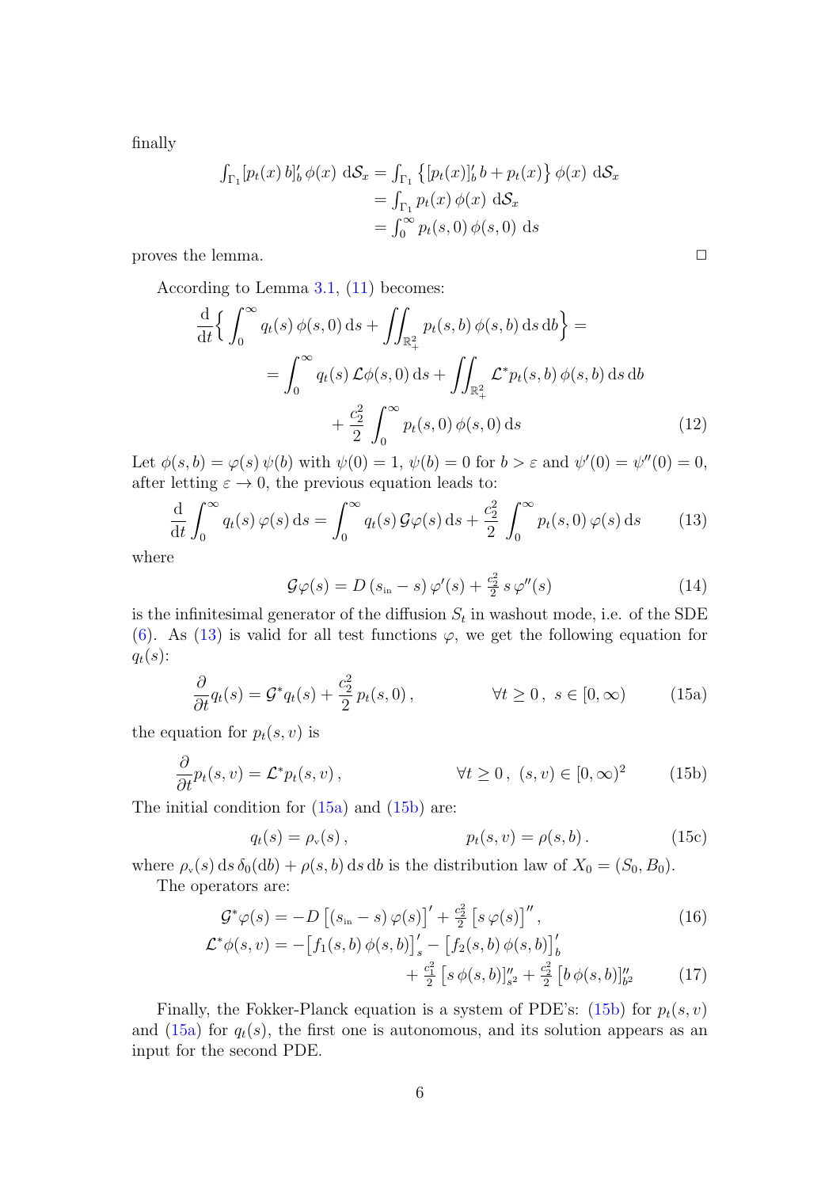finally

$$
\begin{aligned}
\int_{\Gamma_1} [p_t(x)\, b]'_b\, \phi(x)\ \mathrm{d}\mathcal{S}_x &= \int_{\Gamma_1} \left\{ [p_t(x)]'_b\, b + p_t(x) \right\} \phi(x)\ \mathrm{d}\mathcal{S}_x \\
&= \int_{\Gamma_1} p_t(x)\, \phi(x)\ \mathrm{d}\mathcal{S}_x \\
&= \int_0^\infty p_t(s,0)\, \phi(s,0)\ \mathrm{d}s
\end{aligned}
$$

proves the lemma. □

According to Lemma 3.1, (11) becomes:

$$
\begin{aligned}
\frac{\mathrm{d}}{\mathrm{d}t}\Big\{ \int_0^\infty q_t(s)\, \phi(s,0)\, \mathrm{d}s + \iint_{\mathbb{R}_+^2} p_t(s,b)\, \phi(s,b)\, \mathrm{d}s\, \mathrm{d}b \Big\} = \\
= \int_0^\infty q_t(s)\, \mathcal{L}\phi(s,0)\, \mathrm{d}s + \iint_{\mathbb{R}_+^2} \mathcal{L}^* p_t(s,b)\, \phi(s,b)\, \mathrm{d}s\, \mathrm{d}b \\
+ \frac{c_2^2}{2} \int_0^\infty p_t(s,0)\, \phi(s,0)\, \mathrm{d}s
\end{aligned}
\tag{12}
$$

Let $\phi(s,b) = \varphi(s)\, \psi(b)$ with $\psi(0) = 1$, $\psi(b) = 0$ for $b > \varepsilon$ and $\psi'(0) = \psi''(0) = 0$, after letting $\varepsilon \to 0$, the previous equation leads to:

$$
\frac{\mathrm{d}}{\mathrm{d}t} \int_0^\infty q_t(s)\, \varphi(s)\, \mathrm{d}s = \int_0^\infty q_t(s)\, \mathcal{G}\varphi(s)\, \mathrm{d}s + \frac{c_2^2}{2} \int_0^\infty p_t(s,0)\, \varphi(s)\, \mathrm{d}s \tag{13}
$$

where

$$
\mathcal{G}\varphi(s) = D\,(s_{\text{in}} - s)\, \varphi'(s) + \tfrac{c_2^2}{2}\, s\, \varphi''(s) \tag{14}
$$

is the infinitesimal generator of the diffusion $S_t$ in washout mode, i.e. of the SDE (6). As (13) is valid for all test functions $\varphi$, we get the following equation for $q_t(s)$:

$$
\frac{\partial}{\partial t} q_t(s) = \mathcal{G}^* q_t(s) + \frac{c_2^2}{2}\, p_t(s,0)\,, \qquad \forall t \geq 0\,,\ s \in [0,\infty) \tag{15a}
$$

the equation for $p_t(s,v)$ is

$$
\frac{\partial}{\partial t} p_t(s,v) = \mathcal{L}^* p_t(s,v)\,, \qquad \forall t \geq 0\,,\ (s,v) \in [0,\infty)^2 \tag{15b}
$$

The initial condition for (15a) and (15b) are:

$$
q_t(s) = \rho_{\text{v}}(s)\,, \qquad p_t(s,v) = \rho(s,b)\,. \tag{15c}
$$

where $\rho_{\text{v}}(s)\, \mathrm{d}s\, \delta_0(\mathrm{d}b) + \rho(s,b)\, \mathrm{d}s\, \mathrm{d}b$ is the distribution law of $X_0 = (S_0, B_0)$.

The operators are:

$$
\mathcal{G}^*\varphi(s) = -D\left[ (s_{\text{in}} - s)\, \varphi(s) \right]' + \tfrac{c_2^2}{2} \left[ s\, \varphi(s) \right]''\,, \tag{16}
$$

$$
\begin{aligned}
\mathcal{L}^*\phi(s,v) = -\big[ f_1(s,b)\, \phi(s,b) \big]'_s - \big[ f_2(s,b)\, \phi(s,b) \big]'_b \\
+ \tfrac{c_1^2}{2} \left[ s\, \phi(s,b) \right]''_{s^2} + \tfrac{c_2^2}{2} \left[ b\, \phi(s,b) \right]''_{b^2}
\end{aligned}
\tag{17}
$$

Finally, the Fokker-Planck equation is a system of PDE's: (15b) for $p_t(s,v)$ and (15a) for $q_t(s)$, the first one is autonomous, and its solution appears as an input for the second PDE.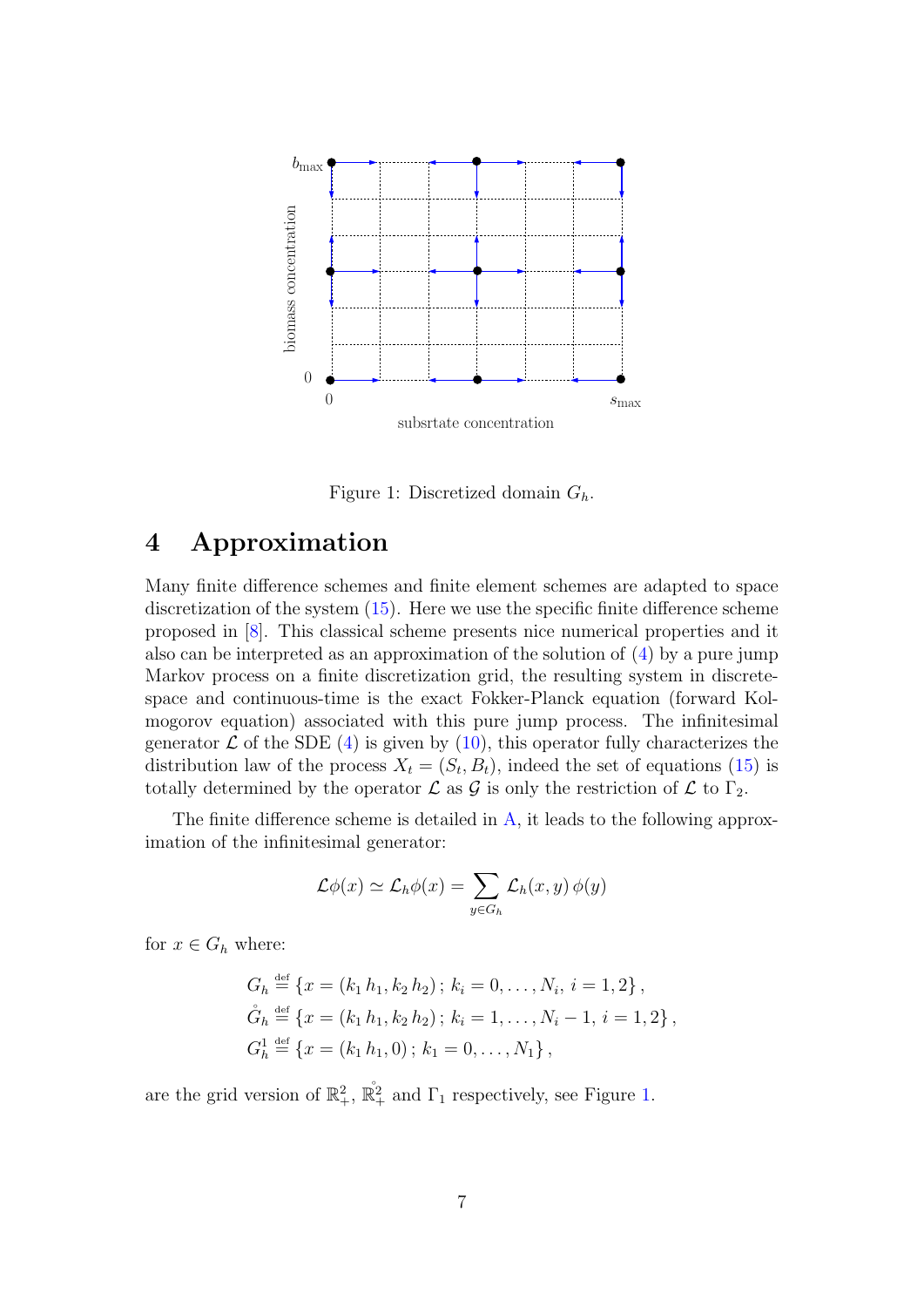Figure 1: Discretized domain $G_h$.

## 4 Approximation

Many finite difference schemes and finite element schemes are adapted to space discretization of the system (15). Here we use the specific finite difference scheme proposed in [8]. This classical scheme presents nice numerical properties and it also can be interpreted as an approximation of the solution of (4) by a pure jump Markov process on a finite discretization grid, the resulting system in discrete-space and continuous-time is the exact Fokker-Planck equation (forward Kolmogorov equation) associated with this pure jump process. The infinitesimal generator $\mathcal{L}$ of the SDE (4) is given by (10), this operator fully characterizes the distribution law of the process $X_t = (S_t, B_t)$, indeed the set of equations (15) is totally determined by the operator $\mathcal{L}$ as $\mathcal{G}$ is only the restriction of $\mathcal{L}$ to $\Gamma_2$.

The finite difference scheme is detailed in A, it leads to the following approximation of the infinitesimal generator:

$$\mathcal{L}\phi(x) \simeq \mathcal{L}_h\phi(x) = \sum_{y \in G_h} \mathcal{L}_h(x, y)\,\phi(y)$$

for $x \in G_h$ where:

$$
\begin{aligned}
G_h &\stackrel{\text{def}}{=} \{x = (k_1\,h_1, k_2\,h_2)\,;\, k_i = 0, \ldots, N_i,\, i = 1, 2\}\,, \\
\mathring{G}_h &\stackrel{\text{def}}{=} \{x = (k_1\,h_1, k_2\,h_2)\,;\, k_i = 1, \ldots, N_i - 1,\, i = 1, 2\}\,, \\
G_h^1 &\stackrel{\text{def}}{=} \{x = (k_1\,h_1, 0)\,;\, k_1 = 0, \ldots, N_1\}\,,
\end{aligned}
$$

are the grid version of $\mathbb{R}_+^2$, $\mathring{\mathbb{R}}_+^2$ and $\Gamma_1$ respectively, see Figure 1.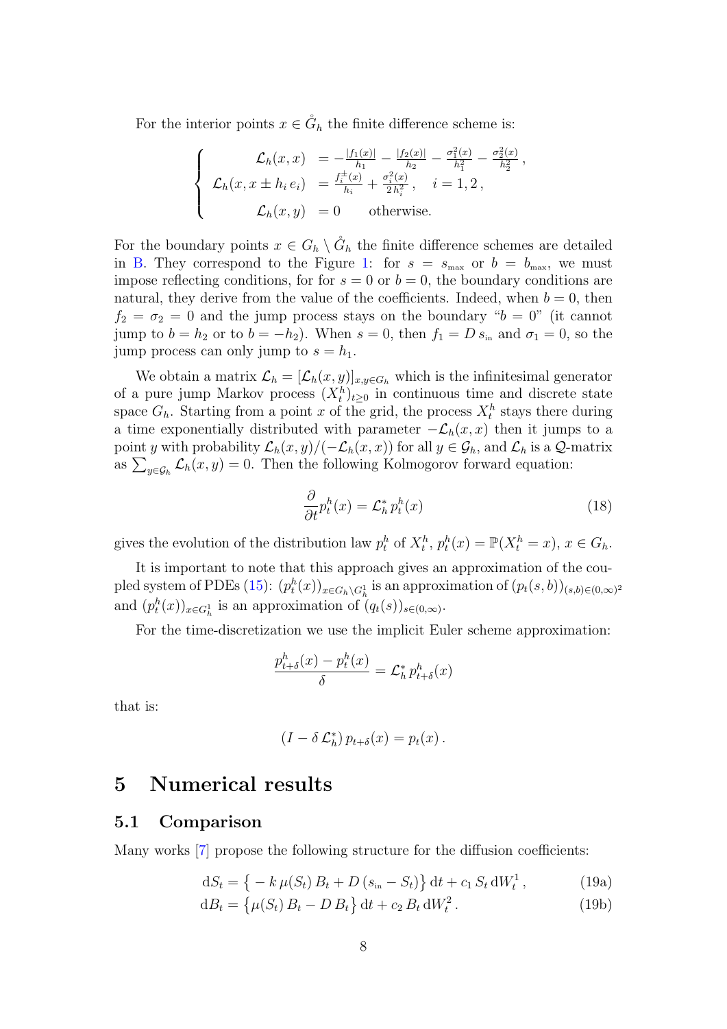For the interior points $x \in \mathring{G}_h$ the finite difference scheme is:

$$
\begin{cases}
\mathcal{L}_h(x,x) &= -\frac{|f_1(x)|}{h_1} - \frac{|f_2(x)|}{h_2} - \frac{\sigma_1^2(x)}{h_1^2} - \frac{\sigma_2^2(x)}{h_2^2}\,, \\
\mathcal{L}_h(x, x \pm h_i\, e_i) &= \frac{f_i^{\pm}(x)}{h_i} + \frac{\sigma_i^2(x)}{2\, h_i^2}\,, \quad i = 1, 2\,, \\
\mathcal{L}_h(x,y) &= 0 \qquad \text{otherwise.}
\end{cases}
$$

For the boundary points $x \in G_h \setminus \mathring{G}_h$ the finite difference schemes are detailed in B. They correspond to the Figure 1: for $s = s_{\max}$ or $b = b_{\max}$, we must impose reflecting conditions, for for $s = 0$ or $b = 0$, the boundary conditions are natural, they derive from the value of the coefficients. Indeed, when $b = 0$, then $f_2 = \sigma_2 = 0$ and the jump process stays on the boundary "$b = 0$" (it cannot jump to $b = h_2$ or to $b = -h_2$). When $s = 0$, then $f_1 = D\, s_{\text{in}}$ and $\sigma_1 = 0$, so the jump process can only jump to $s = h_1$.

We obtain a matrix $\mathcal{L}_h = [\mathcal{L}_h(x,y)]_{x,y \in G_h}$ which is the infinitesimal generator of a pure jump Markov process $(X_t^h)_{t \geq 0}$ in continuous time and discrete state space $G_h$. Starting from a point $x$ of the grid, the process $X_t^h$ stays there during a time exponentially distributed with parameter $-\mathcal{L}_h(x,x)$ then it jumps to a point $y$ with probability $\mathcal{L}_h(x,y)/(-\mathcal{L}_h(x,x))$ for all $y \in \mathcal{G}_h$, and $\mathcal{L}_h$ is a $\mathcal{Q}$-matrix as $\sum_{y \in \mathcal{G}_h} \mathcal{L}_h(x,y) = 0$. Then the following Kolmogorov forward equation:

$$
\frac{\partial}{\partial t} p_t^h(x) = \mathcal{L}_h^*\, p_t^h(x) \tag{18}
$$

gives the evolution of the distribution law $p_t^h$ of $X_t^h$, $p_t^h(x) = \mathbb{P}(X_t^h = x)$, $x \in G_h$.

It is important to note that this approach gives an approximation of the coupled system of PDEs (15): $(p_t^h(x))_{x \in G_h \setminus G_h^1}$ is an approximation of $(p_t(s,b))_{(s,b) \in (0,\infty)^2}$ and $(p_t^h(x))_{x \in G_h^1}$ is an approximation of $(q_t(s))_{s \in (0,\infty)}$.

For the time-discretization we use the implicit Euler scheme approximation:

$$
\frac{p_{t+\delta}^h(x) - p_t^h(x)}{\delta} = \mathcal{L}_h^*\, p_{t+\delta}^h(x)
$$

that is:

$$
(I - \delta\, \mathcal{L}_h^*)\, p_{t+\delta}(x) = p_t(x)\,.
$$

# 5 Numerical results

## 5.1 Comparison

Many works [7] propose the following structure for the diffusion coefficients:

$$
\mathrm{d}S_t = \big\{ -k\, \mu(S_t)\, B_t + D\, (s_{\text{in}} - S_t) \big\}\, \mathrm{d}t + c_1\, S_t\, \mathrm{d}W_t^1\,, \tag{19a}
$$

$$
\mathrm{d}B_t = \big\{ \mu(S_t)\, B_t - D\, B_t \big\}\, \mathrm{d}t + c_2\, B_t\, \mathrm{d}W_t^2\,. \tag{19b}
$$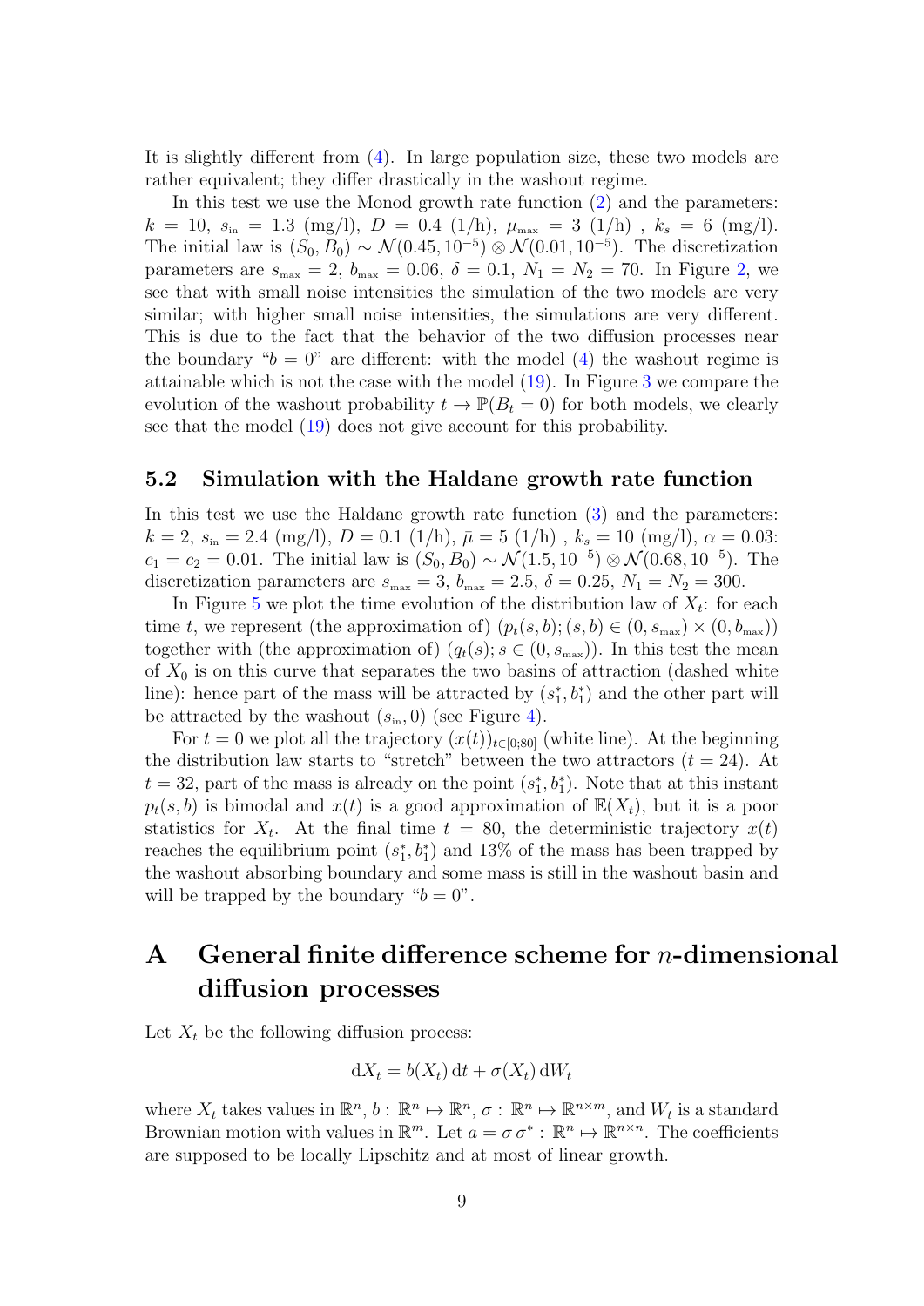It is slightly different from (4). In large population size, these two models are rather equivalent; they differ drastically in the washout regime.

In this test we use the Monod growth rate function (2) and the parameters: $k = 10$, $s_{\text{in}} = 1.3$ (mg/l), $D = 0.4$ (1/h), $\mu_{\max} = 3$ (1/h) , $k_s = 6$ (mg/l). The initial law is $(S_0, B_0) \sim \mathcal{N}(0.45, 10^{-5}) \otimes \mathcal{N}(0.01, 10^{-5})$. The discretization parameters are $s_{\max} = 2$, $b_{\max} = 0.06$, $\delta = 0.1$, $N_1 = N_2 = 70$. In Figure 2, we see that with small noise intensities the simulation of the two models are very similar; with higher small noise intensities, the simulations are very different. This is due to the fact that the behavior of the two diffusion processes near the boundary "$b = 0$" are different: with the model (4) the washout regime is attainable which is not the case with the model (19). In Figure 3 we compare the evolution of the washout probability $t \to \mathbb{P}(B_t = 0)$ for both models, we clearly see that the model (19) does not give account for this probability.

### 5.2 Simulation with the Haldane growth rate function

In this test we use the Haldane growth rate function (3) and the parameters: $k = 2$, $s_{\text{in}} = 2.4$ (mg/l), $D = 0.1$ (1/h), $\bar{\mu} = 5$ (1/h) , $k_s = 10$ (mg/l), $\alpha = 0.03$: $c_1 = c_2 = 0.01$. The initial law is $(S_0, B_0) \sim \mathcal{N}(1.5, 10^{-5}) \otimes \mathcal{N}(0.68, 10^{-5})$. The discretization parameters are $s_{\max} = 3$, $b_{\max} = 2.5$, $\delta = 0.25$, $N_1 = N_2 = 300$.

In Figure 5 we plot the time evolution of the distribution law of $X_t$: for each time $t$, we represent (the approximation of) $(p_t(s, b); (s, b) \in (0, s_{\max}) \times (0, b_{\max}))$ together with (the approximation of) $(q_t(s); s \in (0, s_{\max}))$. In this test the mean of $X_0$ is on this curve that separates the two basins of attraction (dashed white line): hence part of the mass will be attracted by $(s_1^*, b_1^*)$ and the other part will be attracted by the washout $(s_{\text{in}}, 0)$ (see Figure 4).

For $t = 0$ we plot all the trajectory $(x(t))_{t \in [0;80]}$ (white line). At the beginning the distribution law starts to "stretch" between the two attractors ($t = 24$). At $t = 32$, part of the mass is already on the point $(s_1^*, b_1^*)$. Note that at this instant $p_t(s, b)$ is bimodal and $x(t)$ is a good approximation of $\mathbb{E}(X_t)$, but it is a poor statistics for $X_t$. At the final time $t = 80$, the deterministic trajectory $x(t)$ reaches the equilibrium point $(s_1^*, b_1^*)$ and 13% of the mass has been trapped by the washout absorbing boundary and some mass is still in the washout basin and will be trapped by the boundary "$b = 0$".

# A General finite difference scheme for $n$-dimensional diffusion processes

Let $X_t$ be the following diffusion process:

$$\mathrm{d}X_t = b(X_t)\,\mathrm{d}t + \sigma(X_t)\,\mathrm{d}W_t$$

where $X_t$ takes values in $\mathbb{R}^n$, $b : \mathbb{R}^n \mapsto \mathbb{R}^n$, $\sigma : \mathbb{R}^n \mapsto \mathbb{R}^{n \times m}$, and $W_t$ is a standard Brownian motion with values in $\mathbb{R}^m$. Let $a = \sigma\,\sigma^* : \mathbb{R}^n \mapsto \mathbb{R}^{n \times n}$. The coefficients are supposed to be locally Lipschitz and at most of linear growth.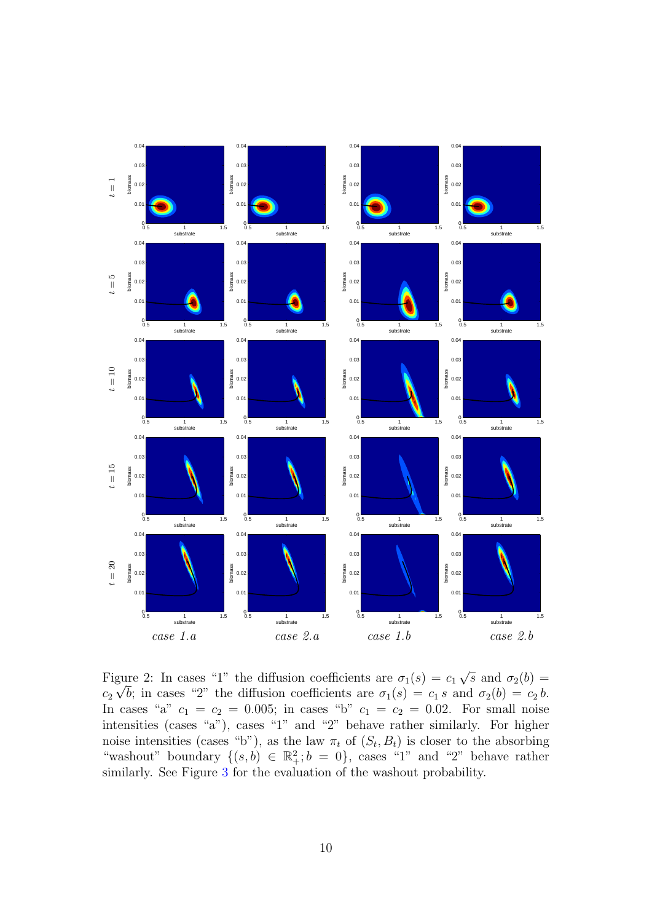Figure 2: In cases “1” the diffusion coefficients are $\sigma_1(s) = c_1\sqrt{s}$ and $\sigma_2(b) = c_2\sqrt{b}$; in cases “2” the diffusion coefficients are $\sigma_1(s) = c_1\, s$ and $\sigma_2(b) = c_2\, b$. In cases “a” $c_1 = c_2 = 0.005$; in cases “b” $c_1 = c_2 = 0.02$. For small noise intensities (cases “a”), cases “1” and “2” behave rather similarly. For higher noise intensities (cases “b”), as the law $\pi_t$ of $(S_t, B_t)$ is closer to the absorbing “washout” boundary $\{(s, b) \in \mathbb{R}^2_+; b = 0\}$, cases “1” and “2” behave rather similarly. See Figure 3 for the evaluation of the washout probability.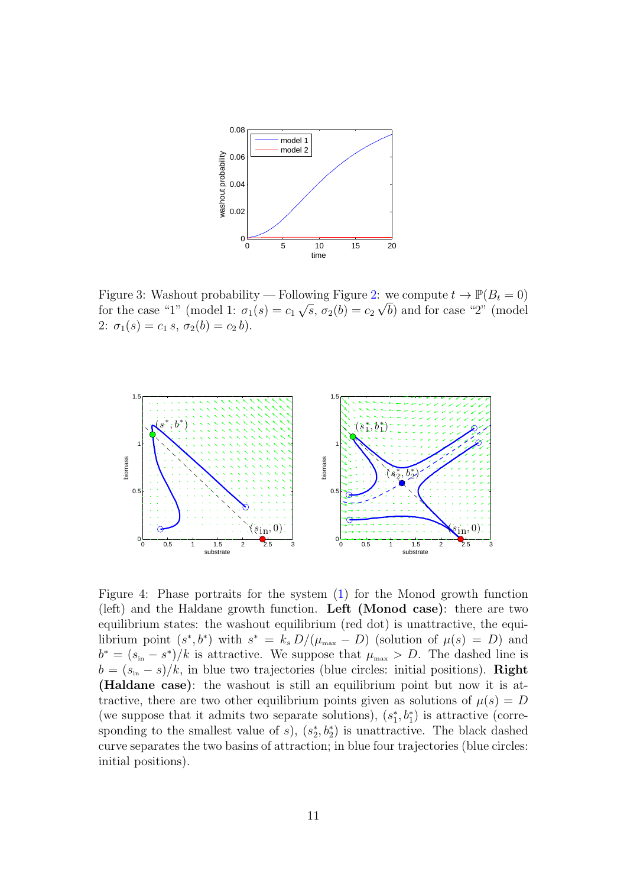Figure 3: Washout probability — Following Figure 2: we compute $t \to \mathbb{P}(B_t = 0)$ for the case "1" (model 1: $\sigma_1(s) = c_1 \sqrt{s}$, $\sigma_2(b) = c_2 \sqrt{b}$) and for case "2" (model 2: $\sigma_1(s) = c_1\, s$, $\sigma_2(b) = c_2\, b$).

Figure 4: Phase portraits for the system (1) for the Monod growth function (left) and the Haldane growth function. **Left (Monod case)**: there are two equilibrium states: the washout equilibrium (red dot) is unattractive, the equilibrium point $(s^*, b^*)$ with $s^* = k_s\, D/(\mu_{\text{max}} - D)$ (solution of $\mu(s) = D$) and $b^* = (s_{\text{in}} - s^*)/k$ is attractive. We suppose that $\mu_{\text{max}} > D$. The dashed line is $b = (s_{\text{in}} - s)/k$, in blue two trajectories (blue circles: initial positions). **Right (Haldane case)**: the washout is still an equilibrium point but now it is attractive, there are two other equilibrium points given as solutions of $\mu(s) = D$ (we suppose that it admits two separate solutions), $(s_1^*, b_1^*)$ is attractive (corresponding to the smallest value of $s$), $(s_2^*, b_2^*)$ is unattractive. The black dashed curve separates the two basins of attraction; in blue four trajectories (blue circles: initial positions).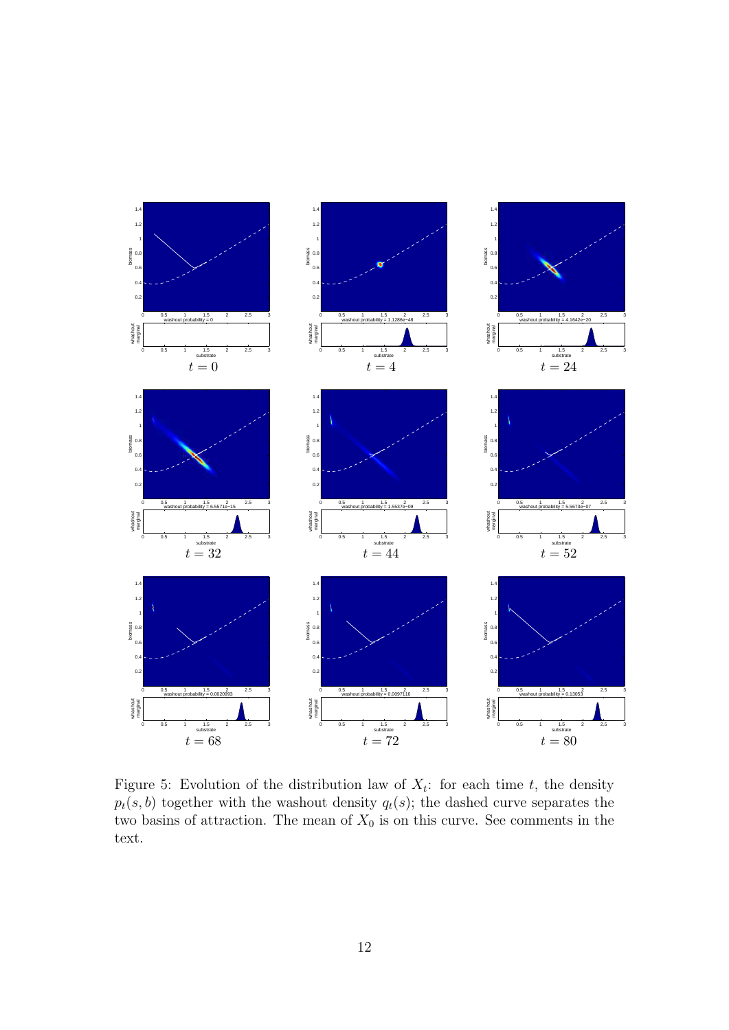Figure 5: Evolution of the distribution law of $X_t$: for each time $t$, the density $p_t(s, b)$ together with the washout density $q_t(s)$; the dashed curve separates the two basins of attraction. The mean of $X_0$ is on this curve. See comments in the text.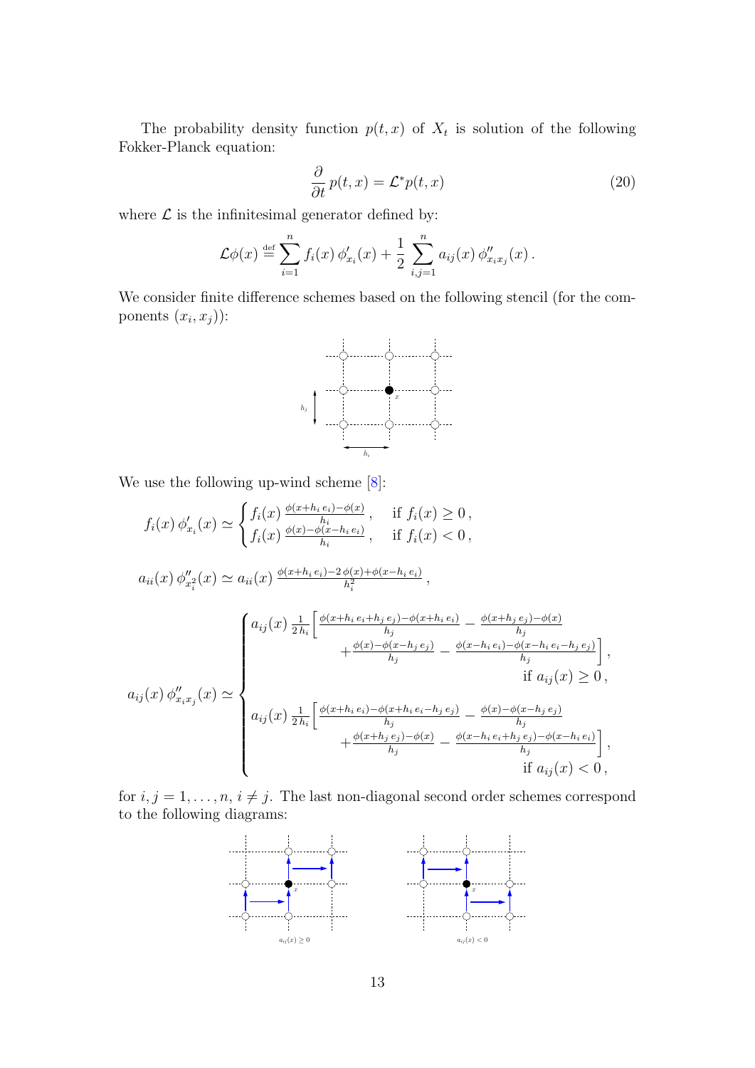The probability density function $p(t,x)$ of $X_t$ is solution of the following Fokker-Planck equation:

$$\frac{\partial}{\partial t}\, p(t,x) = \mathcal{L}^* p(t,x) \tag{20}$$

where $\mathcal{L}$ is the infinitesimal generator defined by:

$$\mathcal{L}\phi(x) \stackrel{\text{def}}{=} \sum_{i=1}^{n} f_i(x)\, \phi'_{x_i}(x) + \frac{1}{2}\sum_{i,j=1}^{n} a_{ij}(x)\, \phi''_{x_i x_j}(x)\,.$$

We consider finite difference schemes based on the following stencil (for the components $(x_i, x_j)$):

We use the following up-wind scheme [8]:

$$f_i(x)\,\phi'_{x_i}(x) \simeq \begin{cases} f_i(x)\,\frac{\phi(x+h_i\,e_i)-\phi(x)}{h_i}\,, & \text{if } f_i(x)\geq 0\,,\\ f_i(x)\,\frac{\phi(x)-\phi(x-h_i\,e_i)}{h_i}\,, & \text{if } f_i(x)< 0\,, \end{cases}$$

$$a_{ii}(x)\,\phi''_{x_i^2}(x) \simeq a_{ii}(x)\,\frac{\phi(x+h_i\,e_i)-2\,\phi(x)+\phi(x-h_i\,e_i)}{h_i^2}\,,$$

$$a_{ij}(x)\,\phi''_{x_i x_j}(x) \simeq \begin{cases} a_{ij}(x)\,\frac{1}{2\,h_i}\Big[\frac{\phi(x+h_i\,e_i+h_j\,e_j)-\phi(x+h_i\,e_i)}{h_j} - \frac{\phi(x+h_j\,e_j)-\phi(x)}{h_j} \\ \qquad\qquad + \frac{\phi(x)-\phi(x-h_j\,e_j)}{h_j} - \frac{\phi(x-h_i\,e_i)-\phi(x-h_i\,e_i-h_j\,e_j)}{h_j}\Big]\,, \\ \qquad\qquad\qquad\qquad\qquad\qquad \text{if } a_{ij}(x)\geq 0\,,\\ a_{ij}(x)\,\frac{1}{2\,h_i}\Big[\frac{\phi(x+h_i\,e_i)-\phi(x+h_i\,e_i-h_j\,e_j)}{h_j} - \frac{\phi(x)-\phi(x-h_j\,e_j)}{h_j} \\ \qquad\qquad + \frac{\phi(x+h_j\,e_j)-\phi(x)}{h_j} - \frac{\phi(x-h_i\,e_i+h_j\,e_j)-\phi(x-h_i\,e_i)}{h_j}\Big]\,, \\ \qquad\qquad\qquad\qquad\qquad\qquad \text{if } a_{ij}(x)< 0\,, \end{cases}$$

for $i,j=1,\dots,n$, $i\neq j$. The last non-diagonal second order schemes correspond to the following diagrams:

$a_{ij}(x)\geq 0$ $\qquad\qquad$ $a_{ij}(x)<0$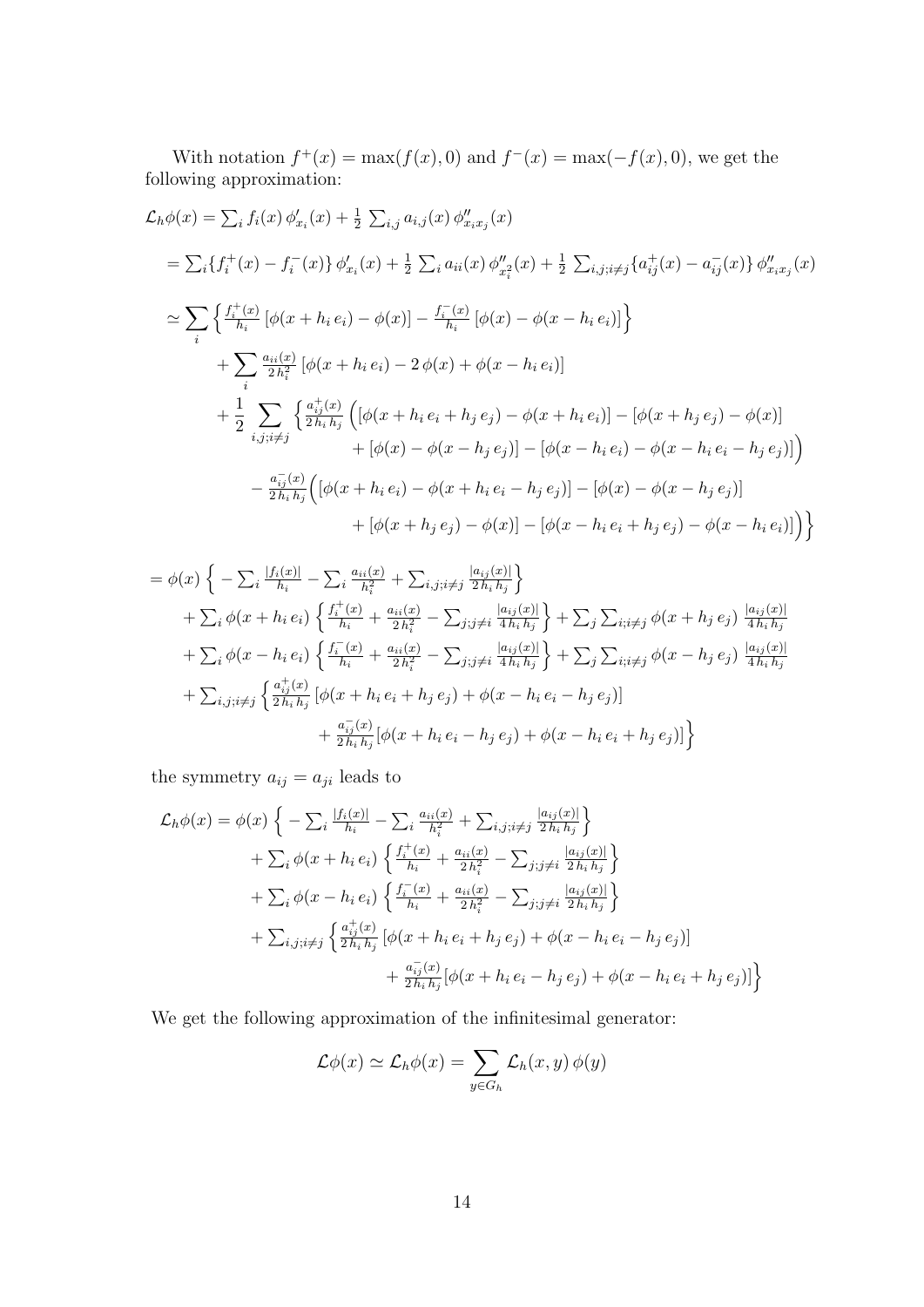With notation $f^+(x) = \max(f(x), 0)$ and $f^-(x) = \max(-f(x), 0)$, we get the following approximation:

$$
\begin{aligned}
\mathcal{L}_h\phi(x) &= \sum_i f_i(x)\, \phi'_{x_i}(x) + \frac{1}{2}\, \sum_{i,j} a_{i,j}(x)\, \phi''_{x_i x_j}(x) \\
&= \sum_i \{f_i^+(x) - f_i^-(x)\}\, \phi'_{x_i}(x) + \frac{1}{2}\, \sum_i a_{ii}(x)\, \phi''_{x_i^2}(x) + \frac{1}{2}\, \sum_{i,j;i\neq j} \{a_{ij}^+(x) - a_{ij}^-(x)\}\, \phi''_{x_i x_j}(x) \\
&\simeq \sum_i \Big\{ \tfrac{f_i^+(x)}{h_i}\, [\phi(x + h_i\, e_i) - \phi(x)] - \tfrac{f_i^-(x)}{h_i}\, [\phi(x) - \phi(x - h_i\, e_i)] \Big\} \\
&\quad + \sum_i \tfrac{a_{ii}(x)}{2\, h_i^2}\, [\phi(x + h_i\, e_i) - 2\, \phi(x) + \phi(x - h_i\, e_i)] \\
&\quad + \frac{1}{2} \sum_{i,j;i\neq j} \Big\{ \tfrac{a_{ij}^+(x)}{2\, h_i\, h_j} \Big( [\phi(x + h_i\, e_i + h_j\, e_j) - \phi(x + h_i\, e_i)] - [\phi(x + h_j\, e_j) - \phi(x)] \\
&\qquad\qquad + [\phi(x) - \phi(x - h_j\, e_j)] - [\phi(x - h_i\, e_i) - \phi(x - h_i\, e_i - h_j\, e_j)] \Big) \\
&\qquad - \tfrac{a_{ij}^-(x)}{2\, h_i\, h_j} \Big( [\phi(x + h_i\, e_i) - \phi(x + h_i\, e_i - h_j\, e_j)] - [\phi(x) - \phi(x - h_j\, e_j)] \\
&\qquad\qquad + [\phi(x + h_j\, e_j) - \phi(x)] - [\phi(x - h_i\, e_i + h_j\, e_j) - \phi(x - h_i\, e_i)] \Big) \Big\}
\end{aligned}
$$

$$
\begin{aligned}
&= \phi(x) \Big\{ - \sum_i \tfrac{|f_i(x)|}{h_i} - \sum_i \tfrac{a_{ii}(x)}{h_i^2} + \sum_{i,j;i\neq j} \tfrac{|a_{ij}(x)|}{2\, h_i\, h_j} \Big\} \\
&\quad + \sum_i \phi(x + h_i\, e_i) \Big\{ \tfrac{f_i^+(x)}{h_i} + \tfrac{a_{ii}(x)}{2\, h_i^2} - \sum_{j;j\neq i} \tfrac{|a_{ij}(x)|}{4\, h_i\, h_j} \Big\} + \sum_j \sum_{i;i\neq j} \phi(x + h_j\, e_j)\, \tfrac{|a_{ij}(x)|}{4\, h_i\, h_j} \\
&\quad + \sum_i \phi(x - h_i\, e_i) \Big\{ \tfrac{f_i^-(x)}{h_i} + \tfrac{a_{ii}(x)}{2\, h_i^2} - \sum_{j;j\neq i} \tfrac{|a_{ij}(x)|}{4\, h_i\, h_j} \Big\} + \sum_j \sum_{i;i\neq j} \phi(x - h_j\, e_j)\, \tfrac{|a_{ij}(x)|}{4\, h_i\, h_j} \\
&\quad + \sum_{i,j;i\neq j} \Big\{ \tfrac{a_{ij}^+(x)}{2\, h_i\, h_j} [\phi(x + h_i\, e_i + h_j\, e_j) + \phi(x - h_i\, e_i - h_j\, e_j)] \\
&\qquad\qquad + \tfrac{a_{ij}^-(x)}{2\, h_i\, h_j} [\phi(x + h_i\, e_i - h_j\, e_j) + \phi(x - h_i\, e_i + h_j\, e_j)] \Big\}
\end{aligned}
$$

the symmetry $a_{ij} = a_{ji}$ leads to

$$
\begin{aligned}
\mathcal{L}_h\phi(x) &= \phi(x) \Big\{ - \sum_i \tfrac{|f_i(x)|}{h_i} - \sum_i \tfrac{a_{ii}(x)}{h_i^2} + \sum_{i,j;i\neq j} \tfrac{|a_{ij}(x)|}{2\, h_i\, h_j} \Big\} \\
&\quad + \sum_i \phi(x + h_i\, e_i) \Big\{ \tfrac{f_i^+(x)}{h_i} + \tfrac{a_{ii}(x)}{2\, h_i^2} - \sum_{j;j\neq i} \tfrac{|a_{ij}(x)|}{2\, h_i\, h_j} \Big\} \\
&\quad + \sum_i \phi(x - h_i\, e_i) \Big\{ \tfrac{f_i^-(x)}{h_i} + \tfrac{a_{ii}(x)}{2\, h_i^2} - \sum_{j;j\neq i} \tfrac{|a_{ij}(x)|}{2\, h_i\, h_j} \Big\} \\
&\quad + \sum_{i,j;i\neq j} \Big\{ \tfrac{a_{ij}^+(x)}{2\, h_i\, h_j} [\phi(x + h_i\, e_i + h_j\, e_j) + \phi(x - h_i\, e_i - h_j\, e_j)] \\
&\qquad\qquad + \tfrac{a_{ij}^-(x)}{2\, h_i\, h_j} [\phi(x + h_i\, e_i - h_j\, e_j) + \phi(x - h_i\, e_i + h_j\, e_j)] \Big\}
\end{aligned}
$$

We get the following approximation of the infinitesimal generator:

$$
\mathcal{L}\phi(x) \simeq \mathcal{L}_h\phi(x) = \sum_{y\in G_h} \mathcal{L}_h(x, y)\, \phi(y)
$$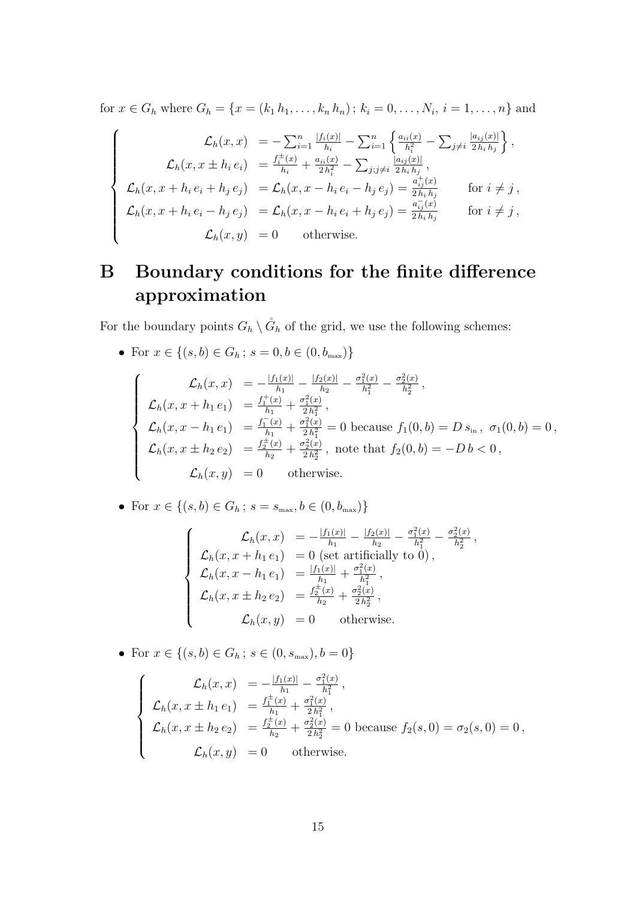for $x \in G_h$ where $G_h = \{x = (k_1 h_1, \dots, k_n h_n)\,;\, k_i = 0, \dots, N_i,\ i = 1, \dots, n\}$ and

$$
\begin{cases}
\mathcal{L}_h(x,x) &= -\sum_{i=1}^n \frac{|f_i(x)|}{h_i} - \sum_{i=1}^n \left\{ \frac{a_{ii}(x)}{h_i^2} - \sum_{j \neq i} \frac{|a_{ij}(x)|}{2\,h_i\,h_j} \right\}, \\
\mathcal{L}_h(x, x \pm h_i\, e_i) &= \frac{f_i^{\pm}(x)}{h_i} + \frac{a_{ii}(x)}{2\,h_i^2} - \sum_{j; j \neq i} \frac{|a_{ij}(x)|}{2\,h_i\,h_j}, \\
\mathcal{L}_h(x, x + h_i\, e_i + h_j\, e_j) &= \mathcal{L}_h(x, x - h_i\, e_i - h_j\, e_j) = \frac{a_{ij}^{+}(x)}{2\,h_i\,h_j} \qquad \text{for } i \neq j\,, \\
\mathcal{L}_h(x, x + h_i\, e_i - h_j\, e_j) &= \mathcal{L}_h(x, x - h_i\, e_i + h_j\, e_j) = \frac{a_{ij}^{-}(x)}{2\,h_i\,h_j} \qquad \text{for } i \neq j\,, \\
\mathcal{L}_h(x, y) &= 0 \qquad \text{otherwise.}
\end{cases}
$$

# B Boundary conditions for the finite difference approximation

For the boundary points $G_h \setminus \mathring{G}_h$ of the grid, we use the following schemes:

- For $x \in \{(s,b) \in G_h\,;\, s = 0, b \in (0, b_{\max})\}$

$$
\begin{cases}
\mathcal{L}_h(x,x) &= -\frac{|f_1(x)|}{h_1} - \frac{|f_2(x)|}{h_2} - \frac{\sigma_1^2(x)}{h_1^2} - \frac{\sigma_2^2(x)}{h_2^2}\,, \\
\mathcal{L}_h(x, x + h_1\, e_1) &= \frac{f_1^{+}(x)}{h_1} + \frac{\sigma_1^2(x)}{2\,h_1^2}\,, \\
\mathcal{L}_h(x, x - h_1\, e_1) &= \frac{f_1^{-}(x)}{h_1} + \frac{\sigma_1^2(x)}{2\,h_1^2} = 0 \text{ because } f_1(0,b) = D\, s_{\text{in}}\,,\ \sigma_1(0,b) = 0\,, \\
\mathcal{L}_h(x, x \pm h_2\, e_2) &= \frac{f_2^{\pm}(x)}{h_2} + \frac{\sigma_2^2(x)}{2\,h_2^2}\,, \text{ note that } f_2(0,b) = -D\, b < 0\,, \\
\mathcal{L}_h(x, y) &= 0 \qquad \text{otherwise.}
\end{cases}
$$

- For $x \in \{(s,b) \in G_h\,;\, s = s_{\max}, b \in (0, b_{\max})\}$

$$
\begin{cases}
\mathcal{L}_h(x,x) &= -\frac{|f_1(x)|}{h_1} - \frac{|f_2(x)|}{h_2} - \frac{\sigma_1^2(x)}{h_1^2} - \frac{\sigma_2^2(x)}{h_2^2}\,, \\
\mathcal{L}_h(x, x + h_1\, e_1) &= 0 \text{ (set artificially to } 0)\,, \\
\mathcal{L}_h(x, x - h_1\, e_1) &= \frac{|f_1(x)|}{h_1} + \frac{\sigma_1^2(x)}{h_1^2}\,, \\
\mathcal{L}_h(x, x \pm h_2\, e_2) &= \frac{f_2^{\pm}(x)}{h_2} + \frac{\sigma_2^2(x)}{2\,h_2^2}\,, \\
\mathcal{L}_h(x, y) &= 0 \qquad \text{otherwise.}
\end{cases}
$$

- For $x \in \{(s,b) \in G_h\,;\, s \in (0, s_{\max}), b = 0\}$

$$
\begin{cases}
\mathcal{L}_h(x,x) &= -\frac{|f_1(x)|}{h_1} - \frac{\sigma_1^2(x)}{h_1^2}\,, \\
\mathcal{L}_h(x, x \pm h_1\, e_1) &= \frac{f_1^{\pm}(x)}{h_1} + \frac{\sigma_1^2(x)}{2\,h_1^2}\,, \\
\mathcal{L}_h(x, x \pm h_2\, e_2) &= \frac{f_2^{\pm}(x)}{h_2} + \frac{\sigma_2^2(x)}{2\,h_2^2} = 0 \text{ because } f_2(s,0) = \sigma_2(s,0) = 0\,, \\
\mathcal{L}_h(x, y) &= 0 \qquad \text{otherwise.}
\end{cases}
$$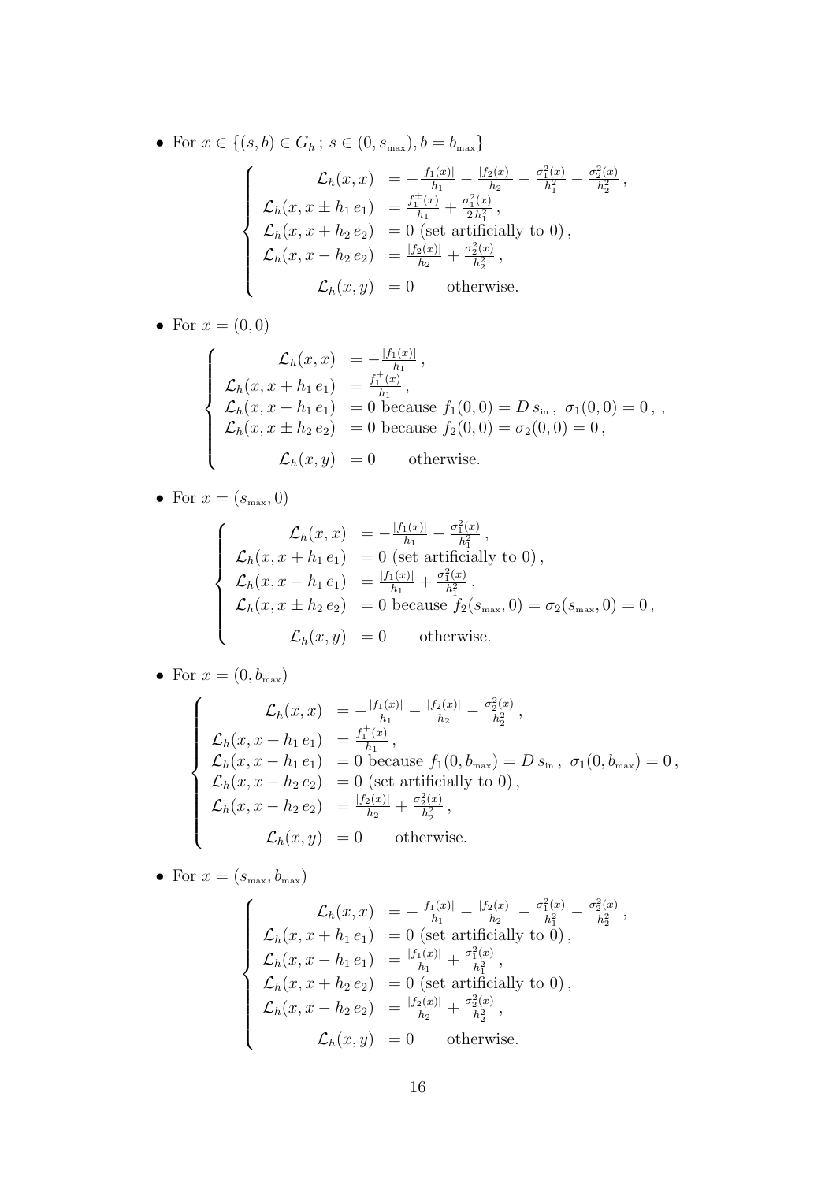- For $x \in \{(s,b) \in G_h\,;\, s \in (0, s_{\max}), b = b_{\max}\}$

$$
\left\{
\begin{aligned}
\mathcal{L}_h(x,x) &= -\tfrac{|f_1(x)|}{h_1} - \tfrac{|f_2(x)|}{h_2} - \tfrac{\sigma_1^2(x)}{h_1^2} - \tfrac{\sigma_2^2(x)}{h_2^2}\,, \\
\mathcal{L}_h(x, x \pm h_1\, e_1) &= \tfrac{f_1^{\pm}(x)}{h_1} + \tfrac{\sigma_1^2(x)}{2\, h_1^2}\,, \\
\mathcal{L}_h(x, x + h_2\, e_2) &= 0 \text{ (set artificially to 0)}\,, \\
\mathcal{L}_h(x, x - h_2\, e_2) &= \tfrac{|f_2(x)|}{h_2} + \tfrac{\sigma_2^2(x)}{h_2^2}\,, \\
\mathcal{L}_h(x,y) &= 0 \qquad \text{otherwise.}
\end{aligned}
\right.
$$

- For $x = (0,0)$

$$
\left\{
\begin{aligned}
\mathcal{L}_h(x,x) &= -\tfrac{|f_1(x)|}{h_1}\,, \\
\mathcal{L}_h(x, x + h_1\, e_1) &= \tfrac{f_1^{+}(x)}{h_1}\,, \\
\mathcal{L}_h(x, x - h_1\, e_1) &= 0 \text{ because } f_1(0,0) = D\, s_{\text{in}}\,,\ \sigma_1(0,0) = 0\,,\ , \\
\mathcal{L}_h(x, x \pm h_2\, e_2) &= 0 \text{ because } f_2(0,0) = \sigma_2(0,0) = 0\,, \\
\mathcal{L}_h(x,y) &= 0 \qquad \text{otherwise.}
\end{aligned}
\right.
$$

- For $x = (s_{\max}, 0)$

$$
\left\{
\begin{aligned}
\mathcal{L}_h(x,x) &= -\tfrac{|f_1(x)|}{h_1} - \tfrac{\sigma_1^2(x)}{h_1^2}\,, \\
\mathcal{L}_h(x, x + h_1\, e_1) &= 0 \text{ (set artificially to 0)}\,, \\
\mathcal{L}_h(x, x - h_1\, e_1) &= \tfrac{|f_1(x)|}{h_1} + \tfrac{\sigma_1^2(x)}{h_1^2}\,, \\
\mathcal{L}_h(x, x \pm h_2\, e_2) &= 0 \text{ because } f_2(s_{\max}, 0) = \sigma_2(s_{\max}, 0) = 0\,, \\
\mathcal{L}_h(x,y) &= 0 \qquad \text{otherwise.}
\end{aligned}
\right.
$$

- For $x = (0, b_{\max})$

$$
\left\{
\begin{aligned}
\mathcal{L}_h(x,x) &= -\tfrac{|f_1(x)|}{h_1} - \tfrac{|f_2(x)|}{h_2} - \tfrac{\sigma_2^2(x)}{h_2^2}\,, \\
\mathcal{L}_h(x, x + h_1\, e_1) &= \tfrac{f_1^{+}(x)}{h_1}\,, \\
\mathcal{L}_h(x, x - h_1\, e_1) &= 0 \text{ because } f_1(0, b_{\max}) = D\, s_{\text{in}}\,,\ \sigma_1(0, b_{\max}) = 0\,, \\
\mathcal{L}_h(x, x + h_2\, e_2) &= 0 \text{ (set artificially to 0)}\,, \\
\mathcal{L}_h(x, x - h_2\, e_2) &= \tfrac{|f_2(x)|}{h_2} + \tfrac{\sigma_2^2(x)}{h_2^2}\,, \\
\mathcal{L}_h(x,y) &= 0 \qquad \text{otherwise.}
\end{aligned}
\right.
$$

- For $x = (s_{\max}, b_{\max})$

$$
\left\{
\begin{aligned}
\mathcal{L}_h(x,x) &= -\tfrac{|f_1(x)|}{h_1} - \tfrac{|f_2(x)|}{h_2} - \tfrac{\sigma_1^2(x)}{h_1^2} - \tfrac{\sigma_2^2(x)}{h_2^2}\,, \\
\mathcal{L}_h(x, x + h_1\, e_1) &= 0 \text{ (set artificially to 0)}\,, \\
\mathcal{L}_h(x, x - h_1\, e_1) &= \tfrac{|f_1(x)|}{h_1} + \tfrac{\sigma_1^2(x)}{h_1^2}\,, \\
\mathcal{L}_h(x, x + h_2\, e_2) &= 0 \text{ (set artificially to 0)}\,, \\
\mathcal{L}_h(x, x - h_2\, e_2) &= \tfrac{|f_2(x)|}{h_2} + \tfrac{\sigma_2^2(x)}{h_2^2}\,, \\
\mathcal{L}_h(x,y) &= 0 \qquad \text{otherwise.}
\end{aligned}
\right.
$$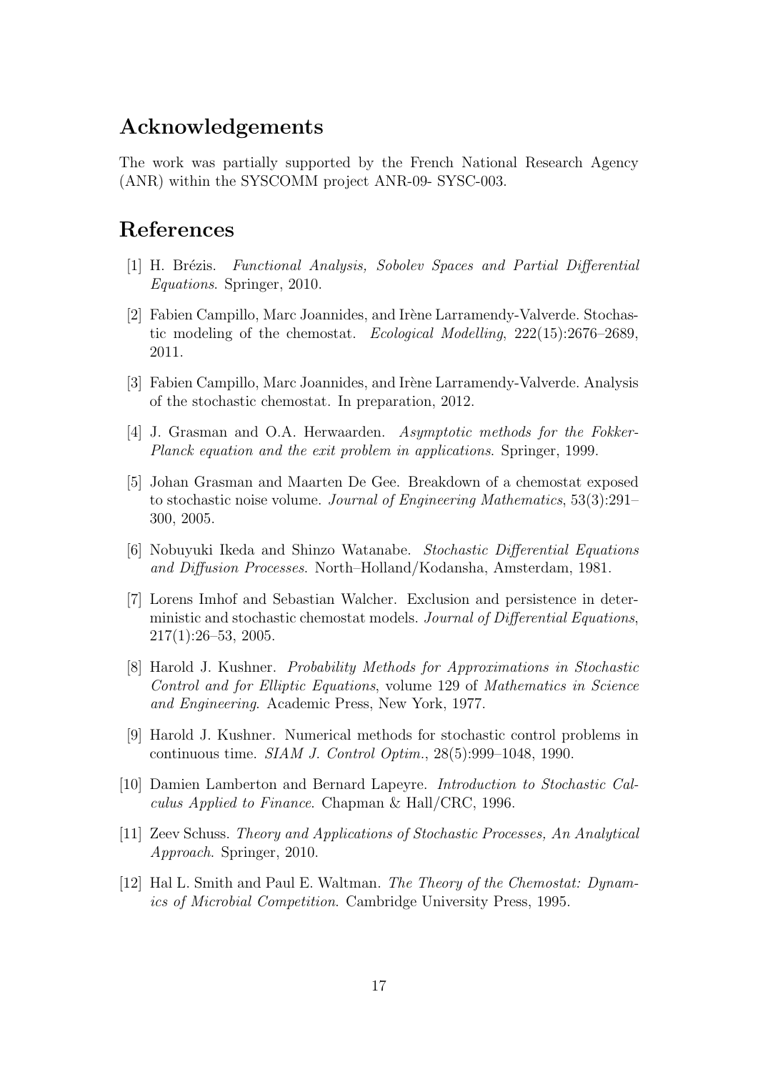## Acknowledgements

The work was partially supported by the French National Research Agency (ANR) within the SYSCOMM project ANR-09- SYSC-003.

## References

[1] H. Brézis. *Functional Analysis, Sobolev Spaces and Partial Differential Equations*. Springer, 2010.

[2] Fabien Campillo, Marc Joannides, and Irène Larramendy-Valverde. Stochastic modeling of the chemostat. *Ecological Modelling*, 222(15):2676–2689, 2011.

[3] Fabien Campillo, Marc Joannides, and Irène Larramendy-Valverde. Analysis of the stochastic chemostat. In preparation, 2012.

[4] J. Grasman and O.A. Herwaarden. *Asymptotic methods for the Fokker-Planck equation and the exit problem in applications*. Springer, 1999.

[5] Johan Grasman and Maarten De Gee. Breakdown of a chemostat exposed to stochastic noise volume. *Journal of Engineering Mathematics*, 53(3):291–300, 2005.

[6] Nobuyuki Ikeda and Shinzo Watanabe. *Stochastic Differential Equations and Diffusion Processes*. North–Holland/Kodansha, Amsterdam, 1981.

[7] Lorens Imhof and Sebastian Walcher. Exclusion and persistence in deterministic and stochastic chemostat models. *Journal of Differential Equations*, 217(1):26–53, 2005.

[8] Harold J. Kushner. *Probability Methods for Approximations in Stochastic Control and for Elliptic Equations*, volume 129 of *Mathematics in Science and Engineering*. Academic Press, New York, 1977.

[9] Harold J. Kushner. Numerical methods for stochastic control problems in continuous time. *SIAM J. Control Optim.*, 28(5):999–1048, 1990.

[10] Damien Lamberton and Bernard Lapeyre. *Introduction to Stochastic Calculus Applied to Finance*. Chapman & Hall/CRC, 1996.

[11] Zeev Schuss. *Theory and Applications of Stochastic Processes, An Analytical Approach*. Springer, 2010.

[12] Hal L. Smith and Paul E. Waltman. *The Theory of the Chemostat: Dynamics of Microbial Competition*. Cambridge University Press, 1995.